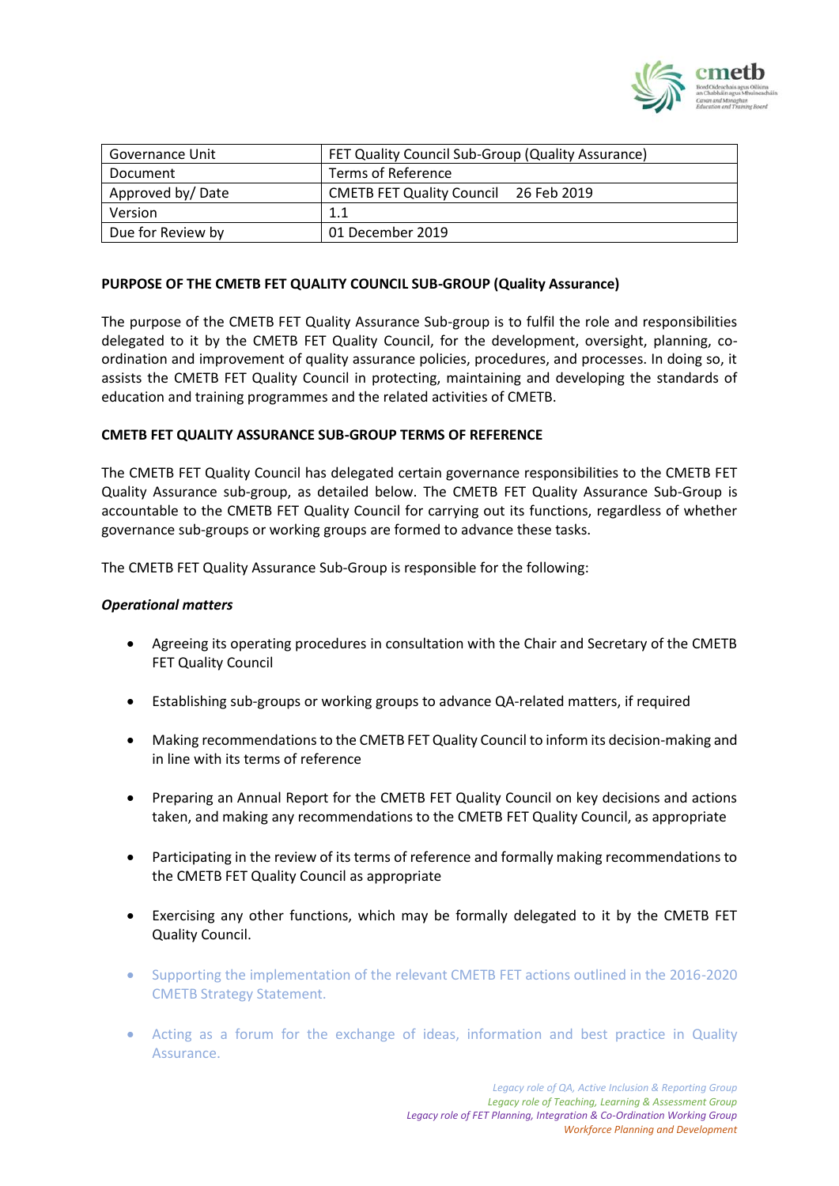| Governance Unit | FET Quality Council Sub-Group (Quality Assurance) |
|---|---|
| Document | Terms of Reference |
| Approved by/ Date | CMETB FET Quality Council 26 Feb 2019 |
| Version | 1.1 |
| Due for Review by | 01 December 2019 |

**PURPOSE OF THE CMETB FET QUALITY COUNCIL SUB-GROUP (Quality Assurance)**

The purpose of the CMETB FET Quality Assurance Sub-group is to fulfil the role and responsibilities delegated to it by the CMETB FET Quality Council, for the development, oversight, planning, co-ordination and improvement of quality assurance policies, procedures, and processes. In doing so, it assists the CMETB FET Quality Council in protecting, maintaining and developing the standards of education and training programmes and the related activities of CMETB.

**CMETB FET QUALITY ASSURANCE SUB-GROUP TERMS OF REFERENCE**

The CMETB FET Quality Council has delegated certain governance responsibilities to the CMETB FET Quality Assurance sub-group, as detailed below. The CMETB FET Quality Assurance Sub-Group is accountable to the CMETB FET Quality Council for carrying out its functions, regardless of whether governance sub-groups or working groups are formed to advance these tasks.

The CMETB FET Quality Assurance Sub-Group is responsible for the following:

***Operational matters***

- Agreeing its operating procedures in consultation with the Chair and Secretary of the CMETB FET Quality Council
- Establishing sub-groups or working groups to advance QA-related matters, if required
- Making recommendations to the CMETB FET Quality Council to inform its decision-making and in line with its terms of reference
- Preparing an Annual Report for the CMETB FET Quality Council on key decisions and actions taken, and making any recommendations to the CMETB FET Quality Council, as appropriate
- Participating in the review of its terms of reference and formally making recommendations to the CMETB FET Quality Council as appropriate
- Exercising any other functions, which may be formally delegated to it by the CMETB FET Quality Council.
- Supporting the implementation of the relevant CMETB FET actions outlined in the 2016-2020 CMETB Strategy Statement.
- Acting as a forum for the exchange of ideas, information and best practice in Quality Assurance.

*Legacy role of QA, Active Inclusion & Reporting Group*
*Legacy role of Teaching, Learning & Assessment Group*
*Legacy role of FET Planning, Integration & Co-Ordination Working Group*
*Workforce Planning and Development*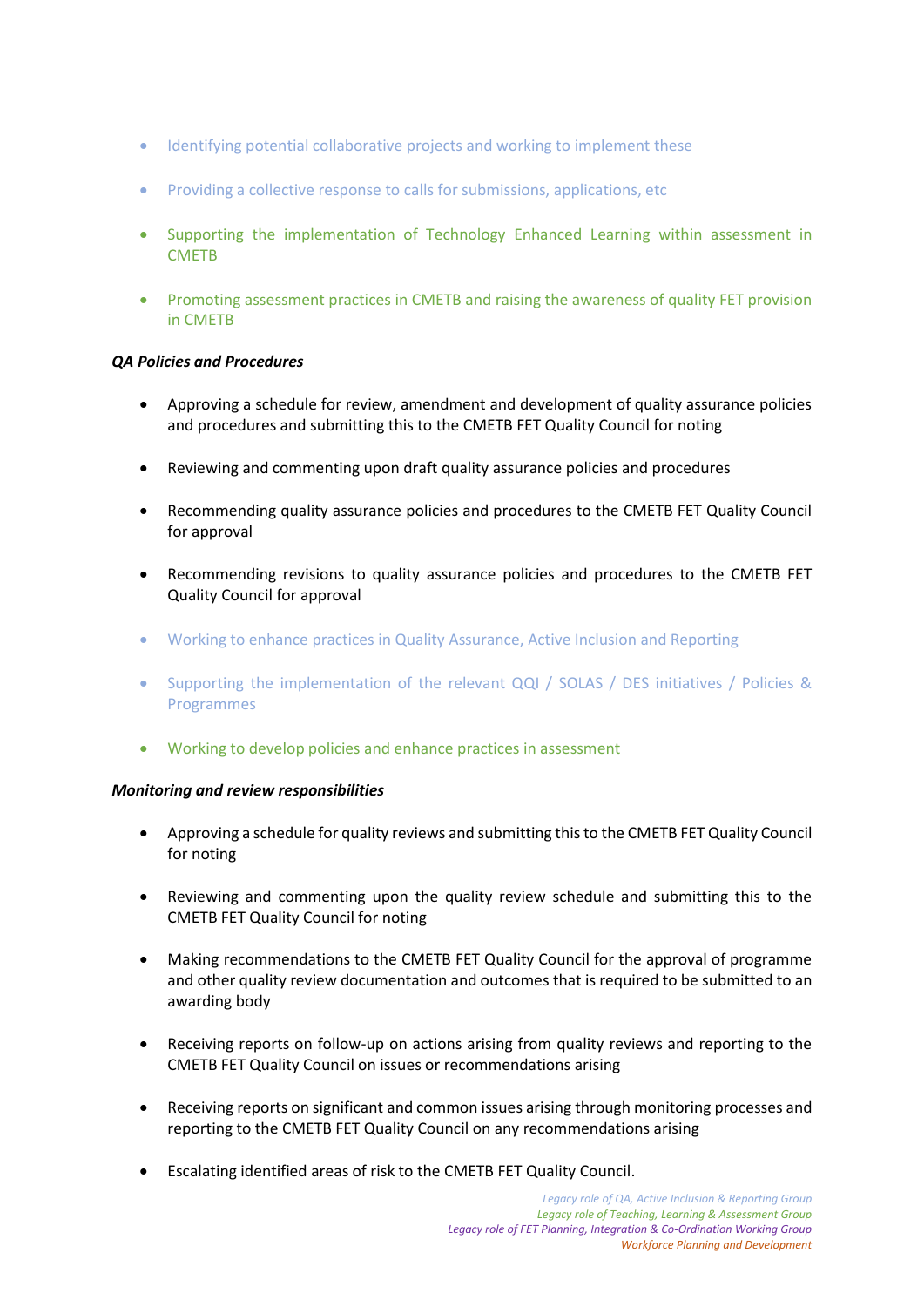- Identifying potential collaborative projects and working to implement these
- Providing a collective response to calls for submissions, applications, etc
- Supporting the implementation of Technology Enhanced Learning within assessment in CMETB
- Promoting assessment practices in CMETB and raising the awareness of quality FET provision in CMETB

***QA Policies and Procedures***

- Approving a schedule for review, amendment and development of quality assurance policies and procedures and submitting this to the CMETB FET Quality Council for noting
- Reviewing and commenting upon draft quality assurance policies and procedures
- Recommending quality assurance policies and procedures to the CMETB FET Quality Council for approval
- Recommending revisions to quality assurance policies and procedures to the CMETB FET Quality Council for approval
- Working to enhance practices in Quality Assurance, Active Inclusion and Reporting
- Supporting the implementation of the relevant QQI / SOLAS / DES initiatives / Policies & Programmes
- Working to develop policies and enhance practices in assessment

***Monitoring and review responsibilities***

- Approving a schedule for quality reviews and submitting this to the CMETB FET Quality Council for noting
- Reviewing and commenting upon the quality review schedule and submitting this to the CMETB FET Quality Council for noting
- Making recommendations to the CMETB FET Quality Council for the approval of programme and other quality review documentation and outcomes that is required to be submitted to an awarding body
- Receiving reports on follow-up on actions arising from quality reviews and reporting to the CMETB FET Quality Council on issues or recommendations arising
- Receiving reports on significant and common issues arising through monitoring processes and reporting to the CMETB FET Quality Council on any recommendations arising
- Escalating identified areas of risk to the CMETB FET Quality Council.

*Legacy role of QA, Active Inclusion & Reporting Group*
*Legacy role of Teaching, Learning & Assessment Group*
*Legacy role of FET Planning, Integration & Co-Ordination Working Group*
*Workforce Planning and Development*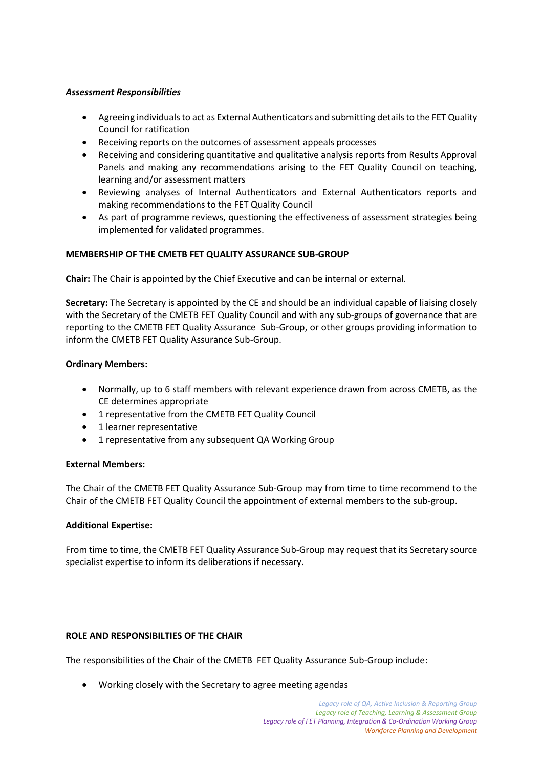***Assessment Responsibilities***

- Agreeing individuals to act as External Authenticators and submitting details to the FET Quality Council for ratification
- Receiving reports on the outcomes of assessment appeals processes
- Receiving and considering quantitative and qualitative analysis reports from Results Approval Panels and making any recommendations arising to the FET Quality Council on teaching, learning and/or assessment matters
- Reviewing analyses of Internal Authenticators and External Authenticators reports and making recommendations to the FET Quality Council
- As part of programme reviews, questioning the effectiveness of assessment strategies being implemented for validated programmes.

**MEMBERSHIP OF THE CMETB FET QUALITY ASSURANCE SUB-GROUP**

**Chair:** The Chair is appointed by the Chief Executive and can be internal or external.

**Secretary:** The Secretary is appointed by the CE and should be an individual capable of liaising closely with the Secretary of the CMETB FET Quality Council and with any sub-groups of governance that are reporting to the CMETB FET Quality Assurance Sub-Group, or other groups providing information to inform the CMETB FET Quality Assurance Sub-Group.

**Ordinary Members:**

- Normally, up to 6 staff members with relevant experience drawn from across CMETB, as the CE determines appropriate
- 1 representative from the CMETB FET Quality Council
- 1 learner representative
- 1 representative from any subsequent QA Working Group

**External Members:**

The Chair of the CMETB FET Quality Assurance Sub-Group may from time to time recommend to the Chair of the CMETB FET Quality Council the appointment of external members to the sub-group.

**Additional Expertise:**

From time to time, the CMETB FET Quality Assurance Sub-Group may request that its Secretary source specialist expertise to inform its deliberations if necessary.

**ROLE AND RESPONSIBILTIES OF THE CHAIR**

The responsibilities of the Chair of the CMETB FET Quality Assurance Sub-Group include:

- Working closely with the Secretary to agree meeting agendas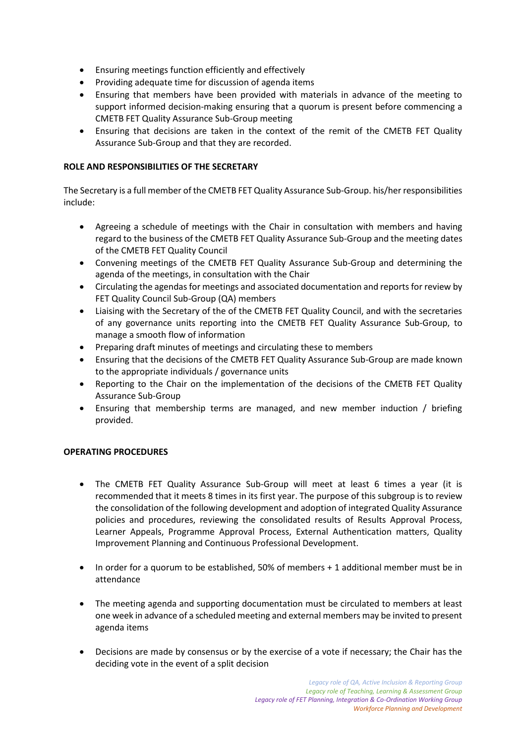- Ensuring meetings function efficiently and effectively
- Providing adequate time for discussion of agenda items
- Ensuring that members have been provided with materials in advance of the meeting to support informed decision-making ensuring that a quorum is present before commencing a CMETB FET Quality Assurance Sub-Group meeting
- Ensuring that decisions are taken in the context of the remit of the CMETB FET Quality Assurance Sub-Group and that they are recorded.

**ROLE AND RESPONSIBILITIES OF THE SECRETARY**

The Secretary is a full member of the CMETB FET Quality Assurance Sub-Group. his/her responsibilities include:

- Agreeing a schedule of meetings with the Chair in consultation with members and having regard to the business of the CMETB FET Quality Assurance Sub-Group and the meeting dates of the CMETB FET Quality Council
- Convening meetings of the CMETB FET Quality Assurance Sub-Group and determining the agenda of the meetings, in consultation with the Chair
- Circulating the agendas for meetings and associated documentation and reports for review by FET Quality Council Sub-Group (QA) members
- Liaising with the Secretary of the of the CMETB FET Quality Council, and with the secretaries of any governance units reporting into the CMETB FET Quality Assurance Sub-Group, to manage a smooth flow of information
- Preparing draft minutes of meetings and circulating these to members
- Ensuring that the decisions of the CMETB FET Quality Assurance Sub-Group are made known to the appropriate individuals / governance units
- Reporting to the Chair on the implementation of the decisions of the CMETB FET Quality Assurance Sub-Group
- Ensuring that membership terms are managed, and new member induction / briefing provided.

**OPERATING PROCEDURES**

- The CMETB FET Quality Assurance Sub-Group will meet at least 6 times a year (it is recommended that it meets 8 times in its first year. The purpose of this subgroup is to review the consolidation of the following development and adoption of integrated Quality Assurance policies and procedures, reviewing the consolidated results of Results Approval Process, Learner Appeals, Programme Approval Process, External Authentication matters, Quality Improvement Planning and Continuous Professional Development.

- In order for a quorum to be established, 50% of members + 1 additional member must be in attendance

- The meeting agenda and supporting documentation must be circulated to members at least one week in advance of a scheduled meeting and external members may be invited to present agenda items

- Decisions are made by consensus or by the exercise of a vote if necessary; the Chair has the deciding vote in the event of a split decision

*Legacy role of QA, Active Inclusion & Reporting Group*
*Legacy role of Teaching, Learning & Assessment Group*
*Legacy role of FET Planning, Integration & Co-Ordination Working Group*
*Workforce Planning and Development*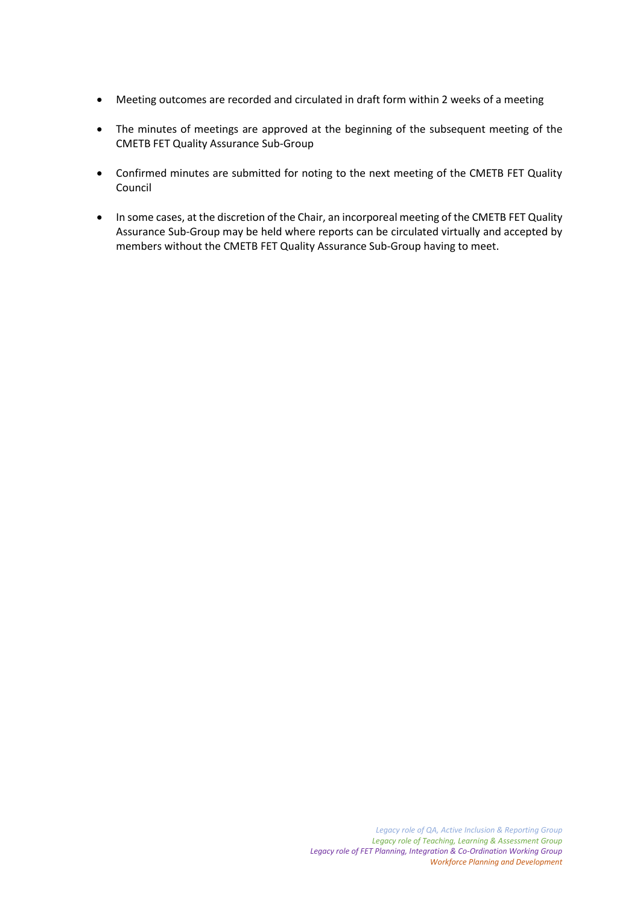- Meeting outcomes are recorded and circulated in draft form within 2 weeks of a meeting

- The minutes of meetings are approved at the beginning of the subsequent meeting of the CMETB FET Quality Assurance Sub-Group

- Confirmed minutes are submitted for noting to the next meeting of the CMETB FET Quality Council

- In some cases, at the discretion of the Chair, an incorporeal meeting of the CMETB FET Quality Assurance Sub-Group may be held where reports can be circulated virtually and accepted by members without the CMETB FET Quality Assurance Sub-Group having to meet.

*Legacy role of QA, Active Inclusion & Reporting Group*
*Legacy role of Teaching, Learning & Assessment Group*
*Legacy role of FET Planning, Integration & Co-Ordination Working Group*
*Workforce Planning and Development*